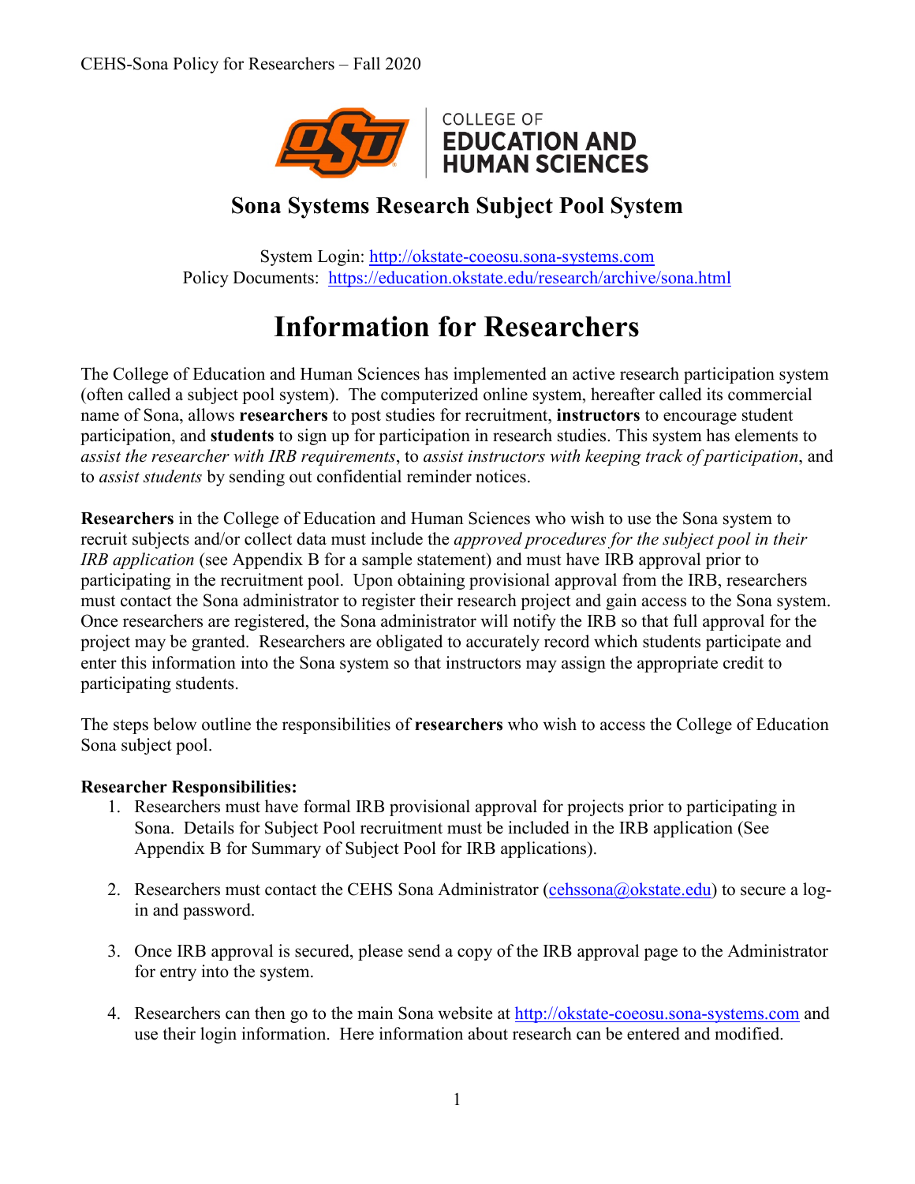# Sona Systems Research Subject Pool System

System Login: http://okstate-coeosu.sona-systems.com
Policy Documents: https://education.okstate.edu/research/archive/sona.html

# Information for Researchers

The College of Education and Human Sciences has implemented an active research participation system (often called a subject pool system). The computerized online system, hereafter called its commercial name of Sona, allows **researchers** to post studies for recruitment, **instructors** to encourage student participation, and **students** to sign up for participation in research studies. This system has elements to *assist the researcher with IRB requirements*, to *assist instructors with keeping track of participation*, and to *assist students* by sending out confidential reminder notices.

**Researchers** in the College of Education and Human Sciences who wish to use the Sona system to recruit subjects and/or collect data must include the *approved procedures for the subject pool in their IRB application* (see Appendix B for a sample statement) and must have IRB approval prior to participating in the recruitment pool. Upon obtaining provisional approval from the IRB, researchers must contact the Sona administrator to register their research project and gain access to the Sona system. Once researchers are registered, the Sona administrator will notify the IRB so that full approval for the project may be granted. Researchers are obligated to accurately record which students participate and enter this information into the Sona system so that instructors may assign the appropriate credit to participating students.

The steps below outline the responsibilities of **researchers** who wish to access the College of Education Sona subject pool.

**Researcher Responsibilities:**

1. Researchers must have formal IRB provisional approval for projects prior to participating in Sona. Details for Subject Pool recruitment must be included in the IRB application (See Appendix B for Summary of Subject Pool for IRB applications).

2. Researchers must contact the CEHS Sona Administrator (cehssona@okstate.edu) to secure a log-in and password.

3. Once IRB approval is secured, please send a copy of the IRB approval page to the Administrator for entry into the system.

4. Researchers can then go to the main Sona website at http://okstate-coeosu.sona-systems.com and use their login information. Here information about research can be entered and modified.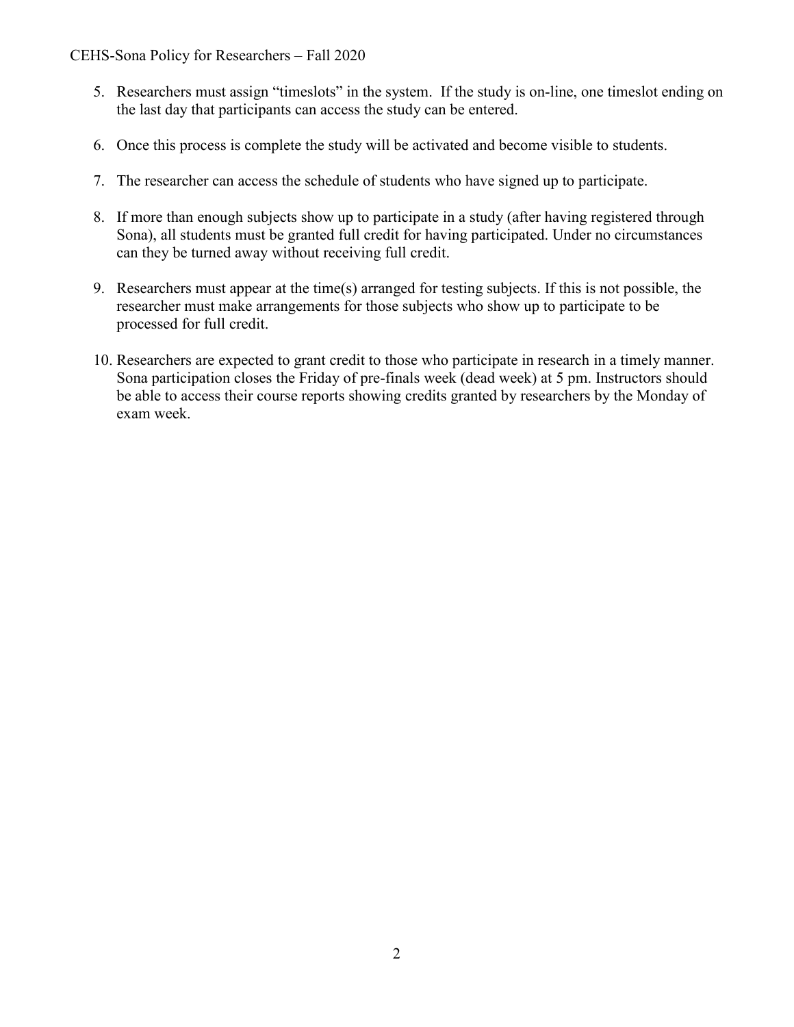5. Researchers must assign "timeslots" in the system. If the study is on-line, one timeslot ending on the last day that participants can access the study can be entered.

6. Once this process is complete the study will be activated and become visible to students.

7. The researcher can access the schedule of students who have signed up to participate.

8. If more than enough subjects show up to participate in a study (after having registered through Sona), all students must be granted full credit for having participated. Under no circumstances can they be turned away without receiving full credit.

9. Researchers must appear at the time(s) arranged for testing subjects. If this is not possible, the researcher must make arrangements for those subjects who show up to participate to be processed for full credit.

10. Researchers are expected to grant credit to those who participate in research in a timely manner. Sona participation closes the Friday of pre-finals week (dead week) at 5 pm. Instructors should be able to access their course reports showing credits granted by researchers by the Monday of exam week.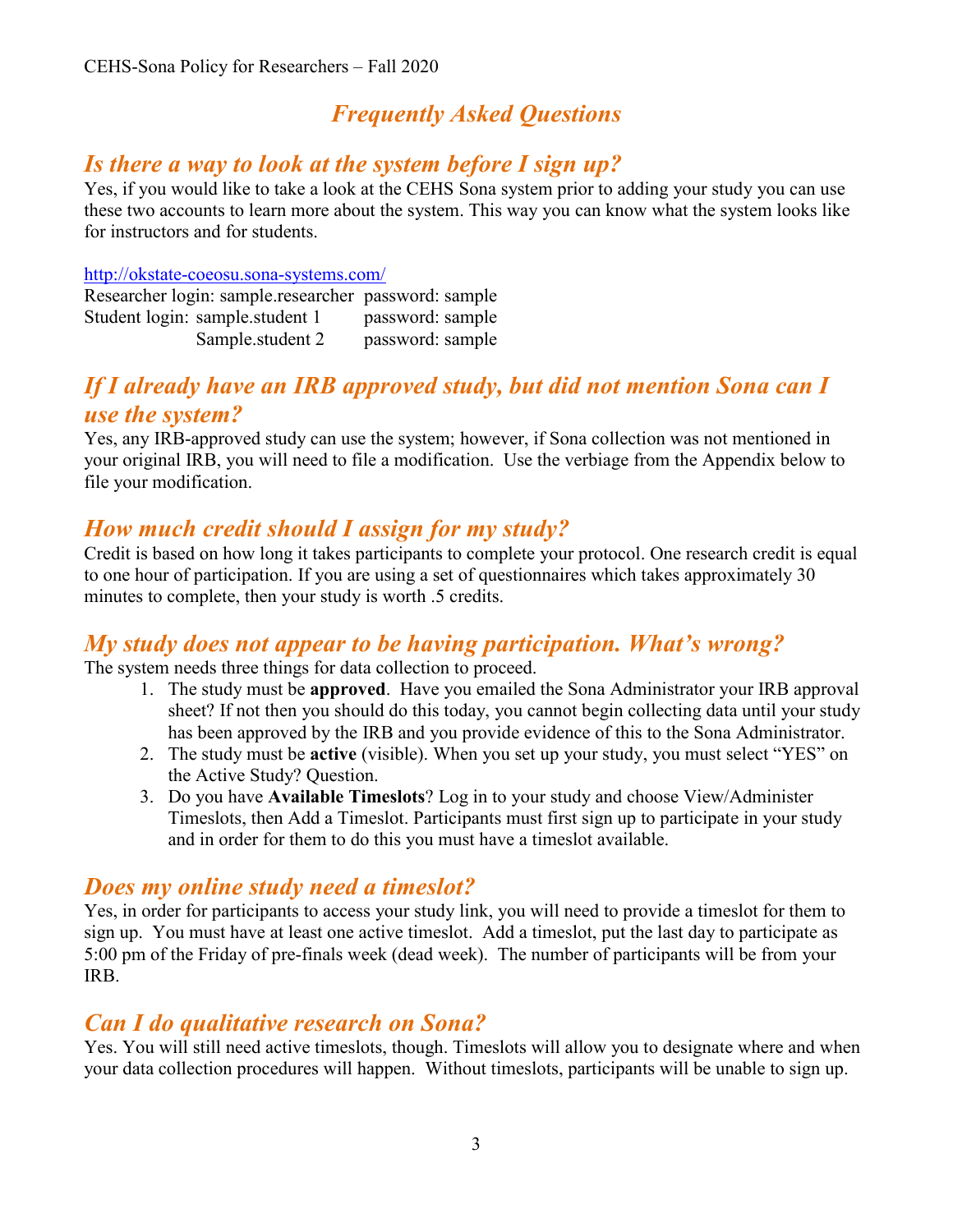# *Frequently Asked Questions*

## *Is there a way to look at the system before I sign up?*

Yes, if you would like to take a look at the CEHS Sona system prior to adding your study you can use these two accounts to learn more about the system. This way you can know what the system looks like for instructors and for students.

http://okstate-coeosu.sona-systems.com/

Researcher login: sample.researcher password: sample
Student login: sample.student 1 password: sample
Sample.student 2 password: sample

## *If I already have an IRB approved study, but did not mention Sona can I use the system?*

Yes, any IRB-approved study can use the system; however, if Sona collection was not mentioned in your original IRB, you will need to file a modification. Use the verbiage from the Appendix below to file your modification.

## *How much credit should I assign for my study?*

Credit is based on how long it takes participants to complete your protocol. One research credit is equal to one hour of participation. If you are using a set of questionnaires which takes approximately 30 minutes to complete, then your study is worth .5 credits.

## *My study does not appear to be having participation. What's wrong?*

The system needs three things for data collection to proceed.

1. The study must be **approved**. Have you emailed the Sona Administrator your IRB approval sheet? If not then you should do this today, you cannot begin collecting data until your study has been approved by the IRB and you provide evidence of this to the Sona Administrator.
2. The study must be **active** (visible). When you set up your study, you must select "YES" on the Active Study? Question.
3. Do you have **Available Timeslots**? Log in to your study and choose View/Administer Timeslots, then Add a Timeslot. Participants must first sign up to participate in your study and in order for them to do this you must have a timeslot available.

## *Does my online study need a timeslot?*

Yes, in order for participants to access your study link, you will need to provide a timeslot for them to sign up. You must have at least one active timeslot. Add a timeslot, put the last day to participate as 5:00 pm of the Friday of pre-finals week (dead week). The number of participants will be from your IRB.

## *Can I do qualitative research on Sona?*

Yes. You will still need active timeslots, though. Timeslots will allow you to designate where and when your data collection procedures will happen. Without timeslots, participants will be unable to sign up.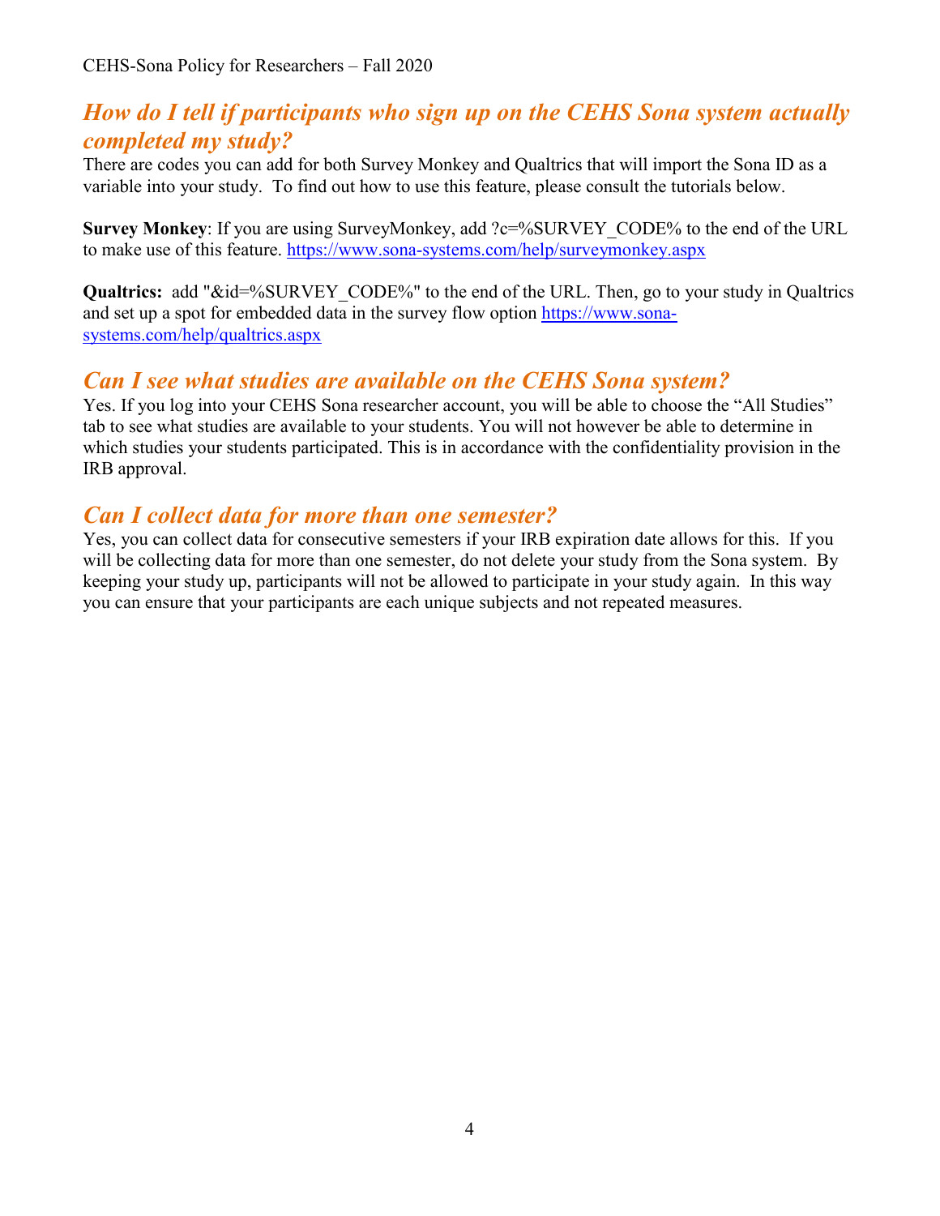## *How do I tell if participants who sign up on the CEHS Sona system actually completed my study?*

There are codes you can add for both Survey Monkey and Qualtrics that will import the Sona ID as a variable into your study. To find out how to use this feature, please consult the tutorials below.

**Survey Monkey**: If you are using SurveyMonkey, add ?c=%SURVEY_CODE% to the end of the URL to make use of this feature. https://www.sona-systems.com/help/surveymonkey.aspx

**Qualtrics:** add "&id=%SURVEY_CODE%" to the end of the URL. Then, go to your study in Qualtrics and set up a spot for embedded data in the survey flow option https://www.sona-systems.com/help/qualtrics.aspx

## *Can I see what studies are available on the CEHS Sona system?*

Yes. If you log into your CEHS Sona researcher account, you will be able to choose the "All Studies" tab to see what studies are available to your students. You will not however be able to determine in which studies your students participated. This is in accordance with the confidentiality provision in the IRB approval.

## *Can I collect data for more than one semester?*

Yes, you can collect data for consecutive semesters if your IRB expiration date allows for this. If you will be collecting data for more than one semester, do not delete your study from the Sona system. By keeping your study up, participants will not be allowed to participate in your study again. In this way you can ensure that your participants are each unique subjects and not repeated measures.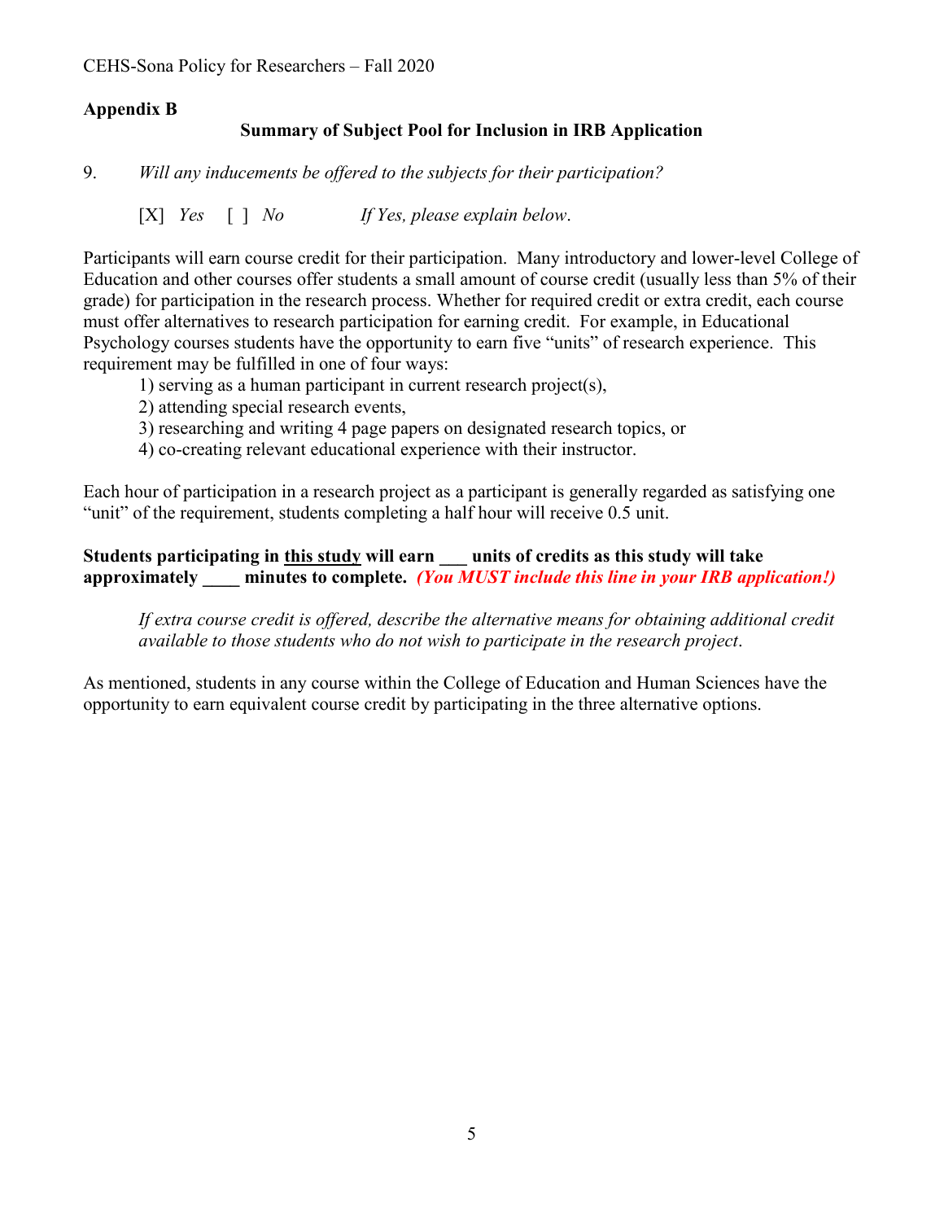**Appendix B**

**Summary of Subject Pool for Inclusion in IRB Application**

9. *Will any inducements be offered to the subjects for their participation?*

[X] *Yes* [ ] *No* *If Yes, please explain below*.

Participants will earn course credit for their participation. Many introductory and lower-level College of Education and other courses offer students a small amount of course credit (usually less than 5% of their grade) for participation in the research process. Whether for required credit or extra credit, each course must offer alternatives to research participation for earning credit. For example, in Educational Psychology courses students have the opportunity to earn five "units" of research experience. This requirement may be fulfilled in one of four ways:

1) serving as a human participant in current research project(s),
2) attending special research events,
3) researching and writing 4 page papers on designated research topics, or
4) co-creating relevant educational experience with their instructor.

Each hour of participation in a research project as a participant is generally regarded as satisfying one "unit" of the requirement, students completing a half hour will receive 0.5 unit.

**Students participating in <u>this study</u> will earn ___ units of credits as this study will take approximately ____ minutes to complete.** ***(You MUST include this line in your IRB application!)***

*If extra course credit is offered, describe the alternative means for obtaining additional credit available to those students who do not wish to participate in the research project*.

As mentioned, students in any course within the College of Education and Human Sciences have the opportunity to earn equivalent course credit by participating in the three alternative options.